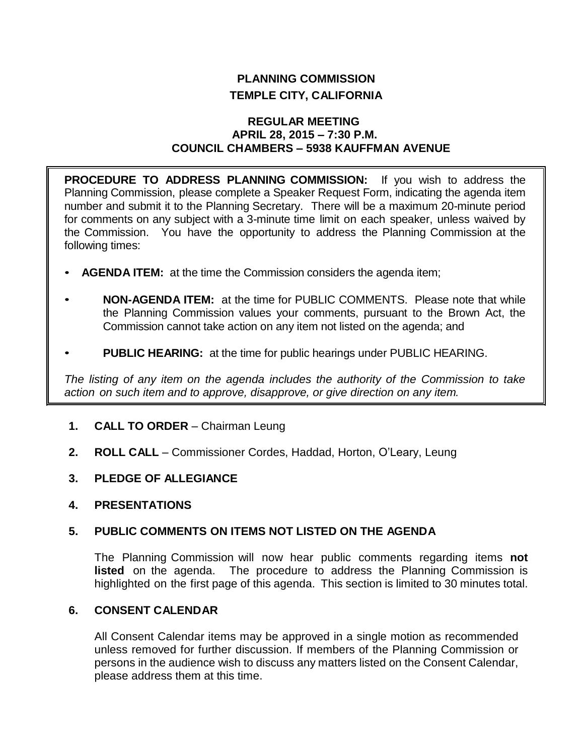# PLANNING COMMISSION
## TEMPLE CITY, CALIFORNIA

### REGULAR MEETING
### APRIL 28, 2015 – 7:30 P.M.
### COUNCIL CHAMBERS – 5938 KAUFFMAN AVENUE

**PROCEDURE TO ADDRESS PLANNING COMMISSION:** If you wish to address the Planning Commission, please complete a Speaker Request Form, indicating the agenda item number and submit it to the Planning Secretary. There will be a maximum 20-minute period for comments on any subject with a 3-minute time limit on each speaker, unless waived by the Commission. You have the opportunity to address the Planning Commission at the following times:

- **AGENDA ITEM:** at the time the Commission considers the agenda item;
- **NON-AGENDA ITEM:** at the time for PUBLIC COMMENTS. Please note that while the Planning Commission values your comments, pursuant to the Brown Act, the Commission cannot take action on any item not listed on the agenda; and
- **PUBLIC HEARING:** at the time for public hearings under PUBLIC HEARING.

*The listing of any item on the agenda includes the authority of the Commission to take action on such item and to approve, disapprove, or give direction on any item.*

**1. CALL TO ORDER** – Chairman Leung

**2. ROLL CALL** – Commissioner Cordes, Haddad, Horton, O'Leary, Leung

**3. PLEDGE OF ALLEGIANCE**

**4. PRESENTATIONS**

**5. PUBLIC COMMENTS ON ITEMS NOT LISTED ON THE AGENDA**

The Planning Commission will now hear public comments regarding items **not listed** on the agenda. The procedure to address the Planning Commission is highlighted on the first page of this agenda. This section is limited to 30 minutes total.

**6. CONSENT CALENDAR**

All Consent Calendar items may be approved in a single motion as recommended unless removed for further discussion. If members of the Planning Commission or persons in the audience wish to discuss any matters listed on the Consent Calendar, please address them at this time.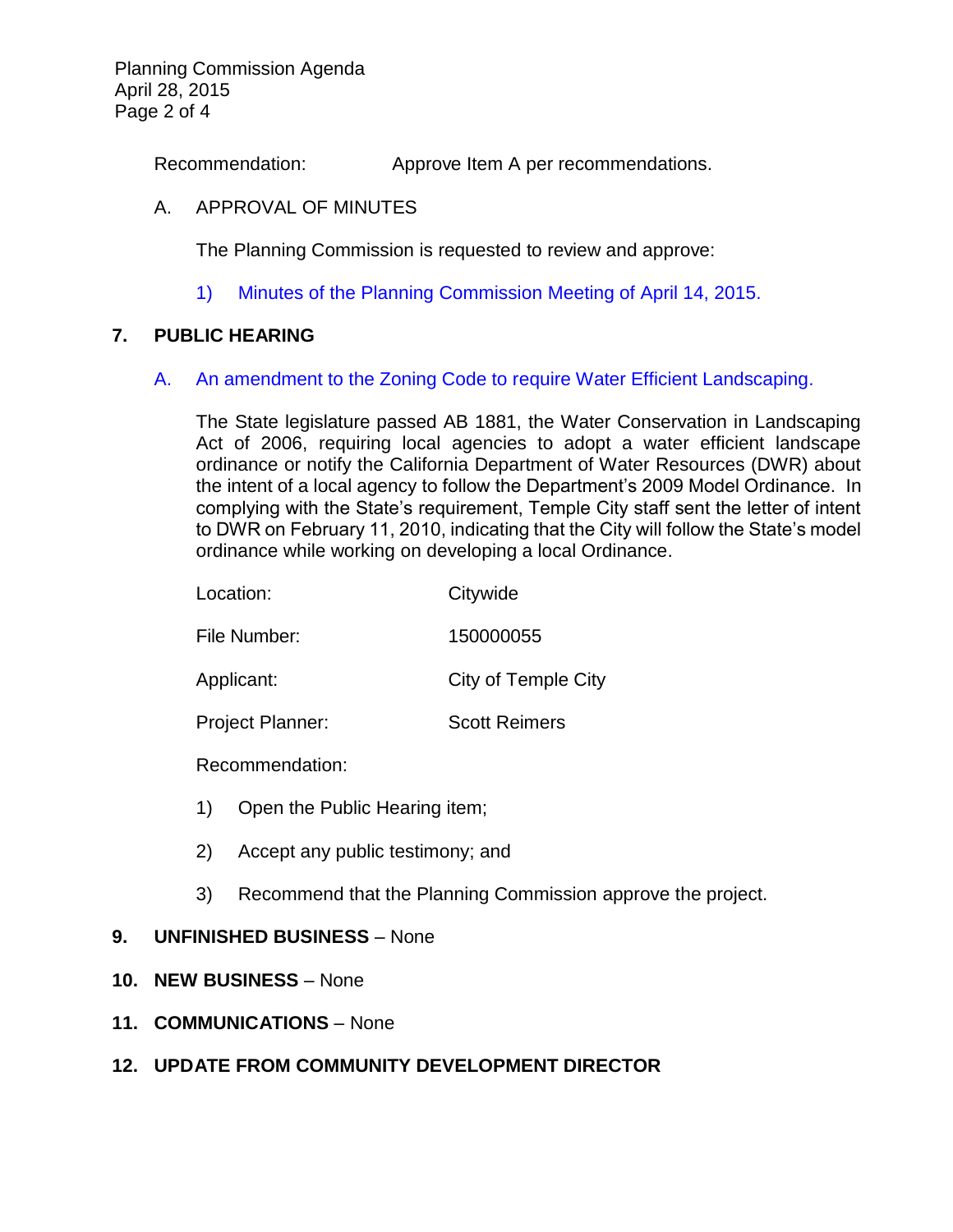Recommendation: Approve Item A per recommendations.

A. APPROVAL OF MINUTES

The Planning Commission is requested to review and approve:

1) Minutes of the Planning Commission Meeting of April 14, 2015.

## 7. PUBLIC HEARING

A. An amendment to the Zoning Code to require Water Efficient Landscaping.

The State legislature passed AB 1881, the Water Conservation in Landscaping Act of 2006, requiring local agencies to adopt a water efficient landscape ordinance or notify the California Department of Water Resources (DWR) about the intent of a local agency to follow the Department's 2009 Model Ordinance. In complying with the State's requirement, Temple City staff sent the letter of intent to DWR on February 11, 2010, indicating that the City will follow the State's model ordinance while working on developing a local Ordinance.

Location: Citywide

File Number: 150000055

Applicant: City of Temple City

Project Planner: Scott Reimers

Recommendation:

1) Open the Public Hearing item;

2) Accept any public testimony; and

3) Recommend that the Planning Commission approve the project.

## 9. UNFINISHED BUSINESS – None

## 10. NEW BUSINESS – None

## 11. COMMUNICATIONS – None

## 12. UPDATE FROM COMMUNITY DEVELOPMENT DIRECTOR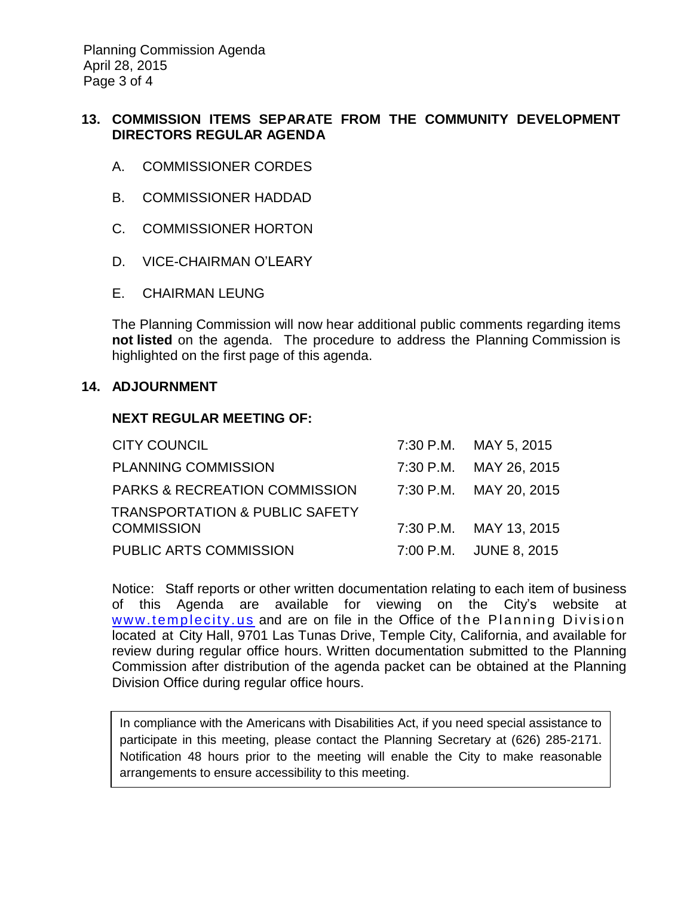## 13. COMMISSION ITEMS SEPARATE FROM THE COMMUNITY DEVELOPMENT DIRECTORS REGULAR AGENDA

A. COMMISSIONER CORDES

B. COMMISSIONER HADDAD

C. COMMISSIONER HORTON

D. VICE-CHAIRMAN O'LEARY

E. CHAIRMAN LEUNG

The Planning Commission will now hear additional public comments regarding items **not listed** on the agenda. The procedure to address the Planning Commission is highlighted on the first page of this agenda.

## 14. ADJOURNMENT

**NEXT REGULAR MEETING OF:**

| | | |
|---|---|---|
| CITY COUNCIL | 7:30 P.M. | MAY 5, 2015 |
| PLANNING COMMISSION | 7:30 P.M. | MAY 26, 2015 |
| PARKS & RECREATION COMMISSION | 7:30 P.M. | MAY 20, 2015 |
| TRANSPORTATION & PUBLIC SAFETY COMMISSION | 7:30 P.M. | MAY 13, 2015 |
| PUBLIC ARTS COMMISSION | 7:00 P.M. | JUNE 8, 2015 |

Notice: Staff reports or other written documentation relating to each item of business of this Agenda are available for viewing on the City's website at www.templecity.us and are on file in the Office of the Planning Division located at City Hall, 9701 Las Tunas Drive, Temple City, California, and available for review during regular office hours. Written documentation submitted to the Planning Commission after distribution of the agenda packet can be obtained at the Planning Division Office during regular office hours.

In compliance with the Americans with Disabilities Act, if you need special assistance to participate in this meeting, please contact the Planning Secretary at (626) 285-2171. Notification 48 hours prior to the meeting will enable the City to make reasonable arrangements to ensure accessibility to this meeting.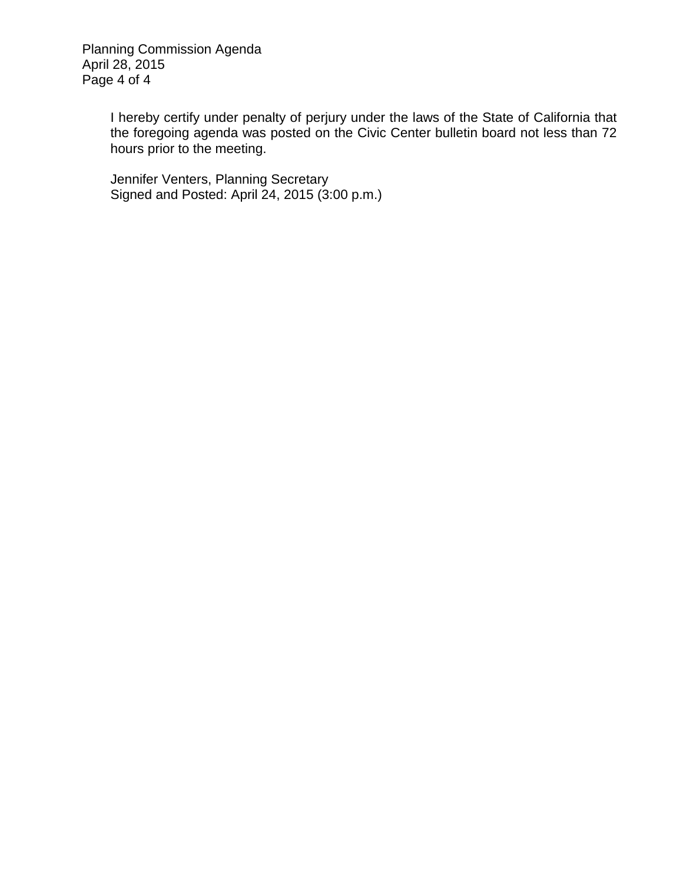I hereby certify under penalty of perjury under the laws of the State of California that the foregoing agenda was posted on the Civic Center bulletin board not less than 72 hours prior to the meeting.

Jennifer Venters, Planning Secretary
Signed and Posted: April 24, 2015 (3:00 p.m.)